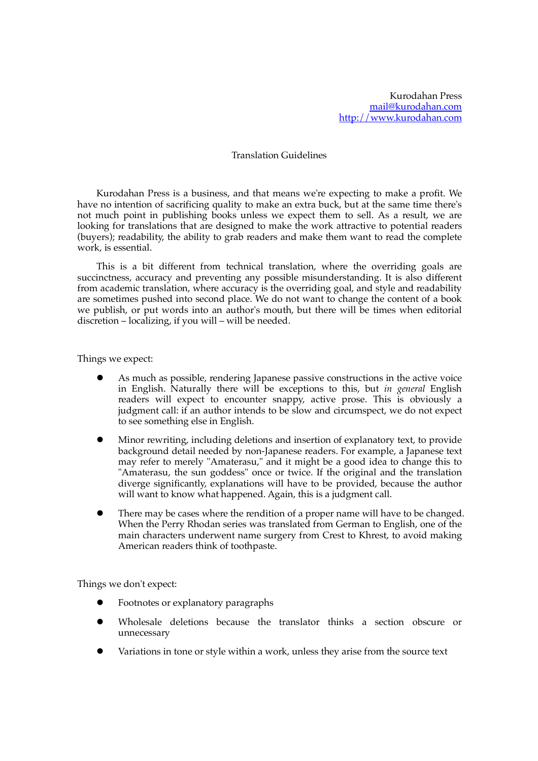Kurodahan Press
mail@kurodahan.com
http://www.kurodahan.com

# Translation Guidelines

Kurodahan Press is a business, and that means we're expecting to make a profit. We have no intention of sacrificing quality to make an extra buck, but at the same time there's not much point in publishing books unless we expect them to sell. As a result, we are looking for translations that are designed to make the work attractive to potential readers (buyers); readability, the ability to grab readers and make them want to read the complete work, is essential.

This is a bit different from technical translation, where the overriding goals are succinctness, accuracy and preventing any possible misunderstanding. It is also different from academic translation, where accuracy is the overriding goal, and style and readability are sometimes pushed into second place. We do not want to change the content of a book we publish, or put words into an author's mouth, but there will be times when editorial discretion – localizing, if you will – will be needed.

Things we expect:

- As much as possible, rendering Japanese passive constructions in the active voice in English. Naturally there will be exceptions to this, but *in general* English readers will expect to encounter snappy, active prose. This is obviously a judgment call: if an author intends to be slow and circumspect, we do not expect to see something else in English.
- Minor rewriting, including deletions and insertion of explanatory text, to provide background detail needed by non-Japanese readers. For example, a Japanese text may refer to merely "Amaterasu," and it might be a good idea to change this to "Amaterasu, the sun goddess" once or twice. If the original and the translation diverge significantly, explanations will have to be provided, because the author will want to know what happened. Again, this is a judgment call.
- There may be cases where the rendition of a proper name will have to be changed. When the Perry Rhodan series was translated from German to English, one of the main characters underwent name surgery from Crest to Khrest, to avoid making American readers think of toothpaste.

Things we don't expect:

- Footnotes or explanatory paragraphs
- Wholesale deletions because the translator thinks a section obscure or unnecessary
- Variations in tone or style within a work, unless they arise from the source text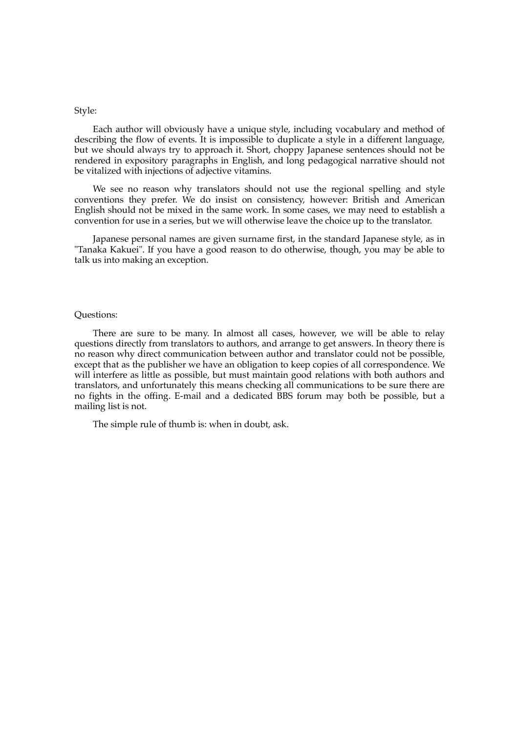Style:

Each author will obviously have a unique style, including vocabulary and method of describing the flow of events. It is impossible to duplicate a style in a different language, but we should always try to approach it. Short, choppy Japanese sentences should not be rendered in expository paragraphs in English, and long pedagogical narrative should not be vitalized with injections of adjective vitamins.

We see no reason why translators should not use the regional spelling and style conventions they prefer. We do insist on consistency, however: British and American English should not be mixed in the same work. In some cases, we may need to establish a convention for use in a series, but we will otherwise leave the choice up to the translator.

Japanese personal names are given surname first, in the standard Japanese style, as in "Tanaka Kakuei". If you have a good reason to do otherwise, though, you may be able to talk us into making an exception.

Questions:

There are sure to be many. In almost all cases, however, we will be able to relay questions directly from translators to authors, and arrange to get answers. In theory there is no reason why direct communication between author and translator could not be possible, except that as the publisher we have an obligation to keep copies of all correspondence. We will interfere as little as possible, but must maintain good relations with both authors and translators, and unfortunately this means checking all communications to be sure there are no fights in the offing. E-mail and a dedicated BBS forum may both be possible, but a mailing list is not.

The simple rule of thumb is: when in doubt, ask.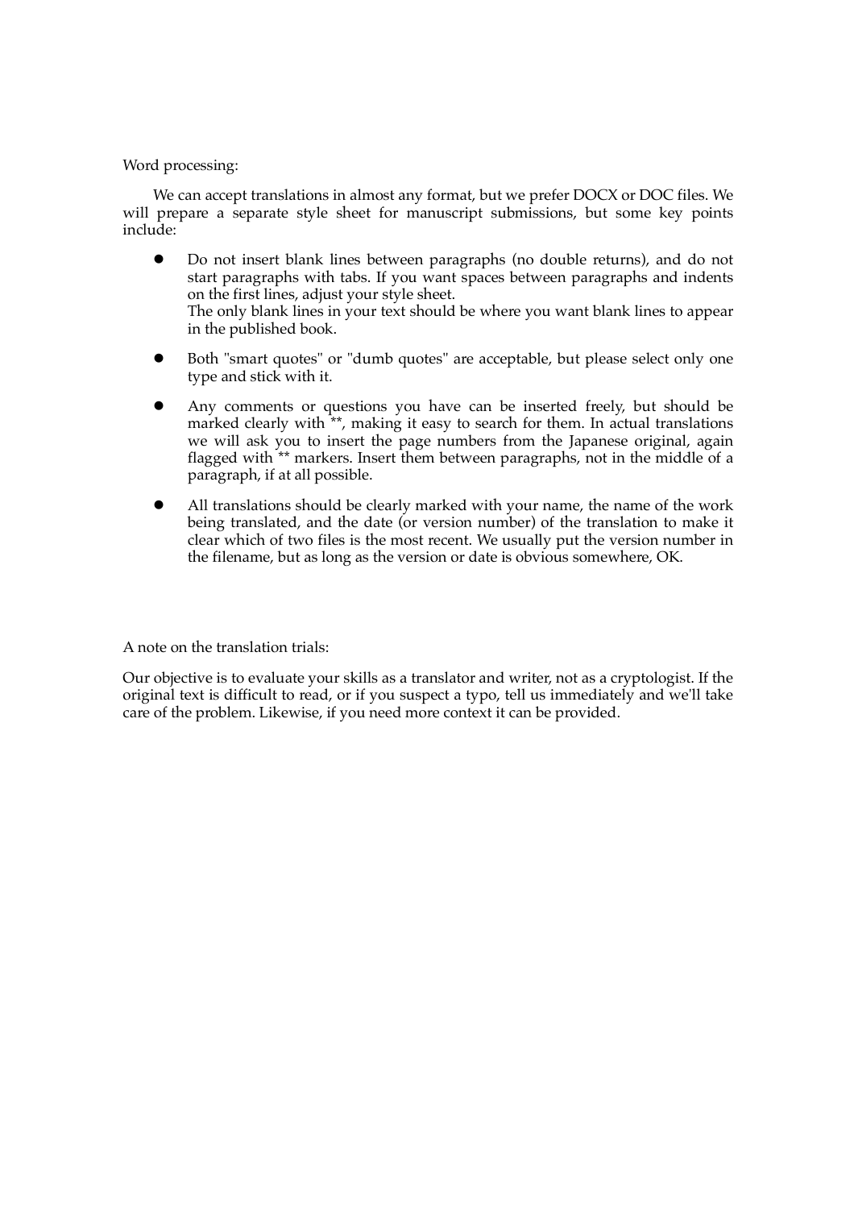Word processing:

We can accept translations in almost any format, but we prefer DOCX or DOC files. We will prepare a separate style sheet for manuscript submissions, but some key points include:

- Do not insert blank lines between paragraphs (no double returns), and do not start paragraphs with tabs. If you want spaces between paragraphs and indents on the first lines, adjust your style sheet.  
  The only blank lines in your text should be where you want blank lines to appear in the published book.

- Both "smart quotes" or "dumb quotes" are acceptable, but please select only one type and stick with it.

- Any comments or questions you have can be inserted freely, but should be marked clearly with **, making it easy to search for them. In actual translations we will ask you to insert the page numbers from the Japanese original, again flagged with ** markers. Insert them between paragraphs, not in the middle of a paragraph, if at all possible.

- All translations should be clearly marked with your name, the name of the work being translated, and the date (or version number) of the translation to make it clear which of two files is the most recent. We usually put the version number in the filename, but as long as the version or date is obvious somewhere, OK.

A note on the translation trials:

Our objective is to evaluate your skills as a translator and writer, not as a cryptologist. If the original text is difficult to read, or if you suspect a typo, tell us immediately and we'll take care of the problem. Likewise, if you need more context it can be provided.